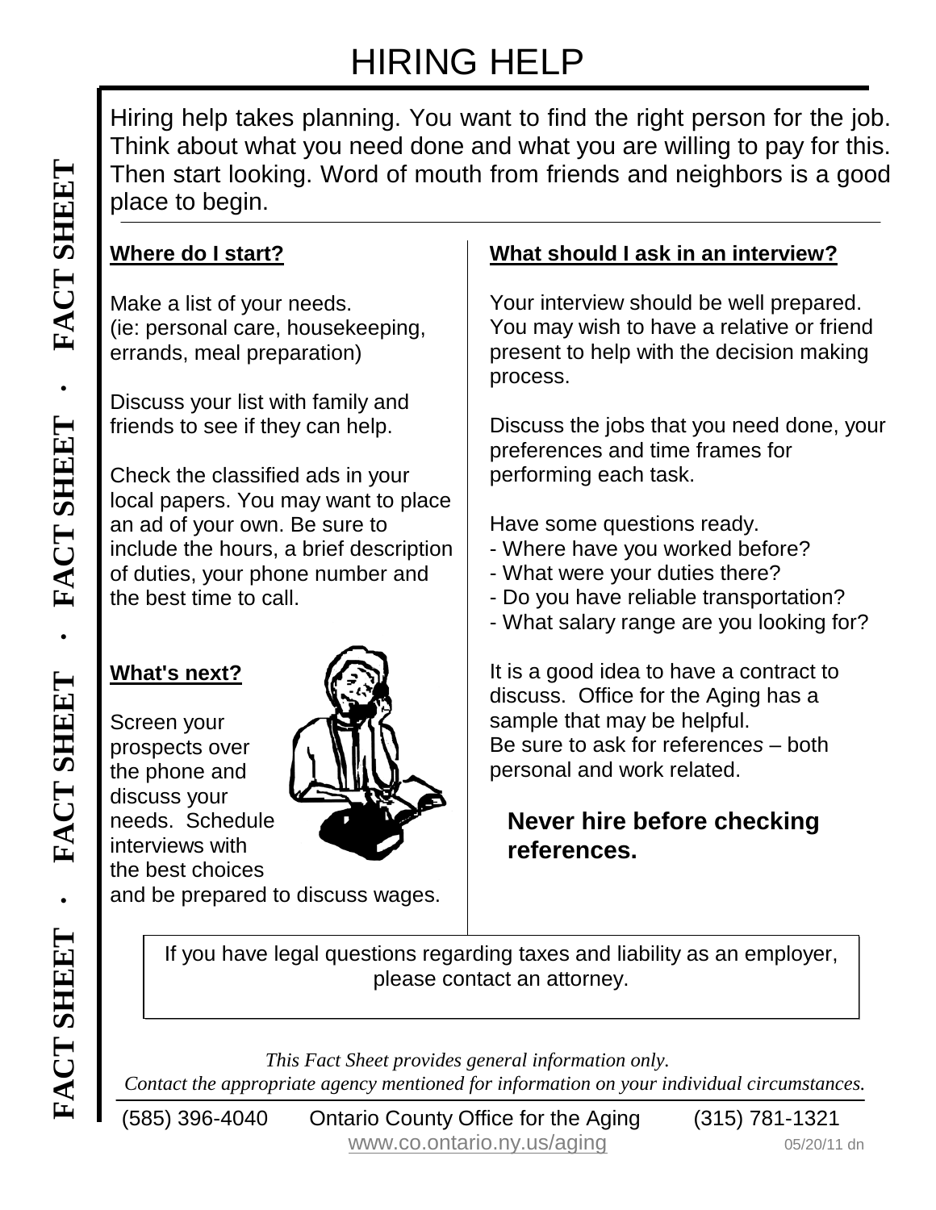# HIRING HELP

Hiring help takes planning. You want to find the right person for the job. Think about what you need done and what you are willing to pay for this. Then start looking. Word of mouth from friends and neighbors is a good place to begin.

**Where do I start?**

Make a list of your needs.
(ie: personal care, housekeeping, errands, meal preparation)

Discuss your list with family and friends to see if they can help.

Check the classified ads in your local papers. You may want to place an ad of your own. Be sure to include the hours, a brief description of duties, your phone number and the best time to call.

**What's next?**

Screen your prospects over the phone and discuss your needs. Schedule interviews with the best choices and be prepared to discuss wages.

**What should I ask in an interview?**

Your interview should be well prepared. You may wish to have a relative or friend present to help with the decision making process.

Discuss the jobs that you need done, your preferences and time frames for performing each task.

Have some questions ready.
- Where have you worked before?
- What were your duties there?
- Do you have reliable transportation?
- What salary range are you looking for?

It is a good idea to have a contract to discuss. Office for the Aging has a sample that may be helpful.
Be sure to ask for references – both personal and work related.

**Never hire before checking references.**

If you have legal questions regarding taxes and liability as an employer, please contact an attorney.

*This Fact Sheet provides general information only.*
*Contact the appropriate agency mentioned for information on your individual circumstances.*

(585) 396-4040 Ontario County Office for the Aging (315) 781-1321
www.co.ontario.ny.us/aging 05/20/11 dn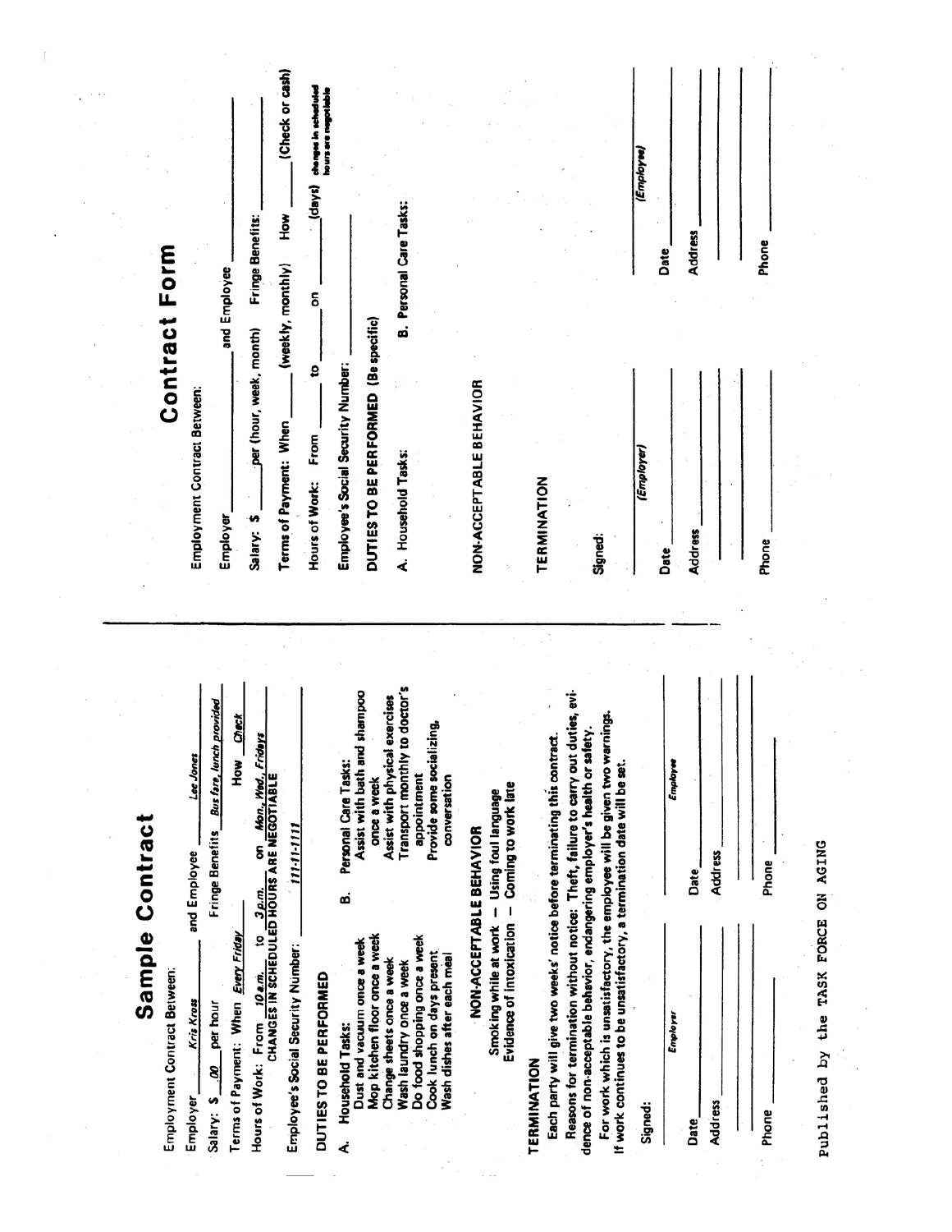# Sample Contract

Employment Contract Between:

Employer *Kris Kross* and Employee *Lee Jones*

Salary: $ *.00* per hour Fringe Benefits *Bus fare, lunch provided*

Terms of Payment: When *Every Friday* How *Check*

Hours of Work: From *10 a.m.* to *3 p.m.* on *Mon., Wed., Fridays*

CHANGES IN SCHEDULED HOURS ARE NEGOTIABLE

Employee's Social Security Number: *111-11-1111*

## DUTIES TO BE PERFORMED

A. Household Tasks:
- Dust and vacuum once a week
- Mop kitchen floor once a week
- Change sheets once a week
- Wash laundry once a week
- Do food shopping once a week
- Cook lunch on days present
- Wash dishes after each meal

B. Personal Care Tasks:
- Assist with bath and shampoo once a week
- Assist with physical exercises
- Transport monthly to doctor's appointment
- Provide some socializing, conversation

## NON-ACCEPTABLE BEHAVIOR

Smoking while at work – Using foul language

Evidence of intoxication – Coming to work late

## TERMINATION

Each party will give two weeks' notice before terminating this contract.

Reasons for termination without notice: Theft, failure to carry out duties, evidence of non-acceptable behavior, endangering employer's health or safety.

For work which is unsatisfactory, the employee will be given two warnings. If work continues to be unsatisfactory, a termination date will be set.

Signed:

_______________ (Employer) _______________ (Employee)

Date _______________ Date _______________

Address _______________ Address _______________

Phone _______________ Phone _______________

Published by the TASK FORCE ON AGING

# Contract Form

Employment Contract Between:

Employer _______________ and Employee _______________

Salary: $ _______ per (hour, week, month) Fringe Benefits: _______________

Terms of Payment: When _______ (weekly, monthly) How _______ (Check or cash)

Hours of Work: From _______ to _______ on _______ (days) changes in scheduled hours are negotiable

Employee's Social Security Number: _______________

## DUTIES TO BE PERFORMED (Be specific)

A. Household Tasks:

B. Personal Care Tasks:

## NON-ACCEPTABLE BEHAVIOR

## TERMINATION

Signed:

_______________ (Employer) _______________ (Employee)

Date _______________ Date _______________

Address _______________ Address _______________

Phone _______________ Phone _______________